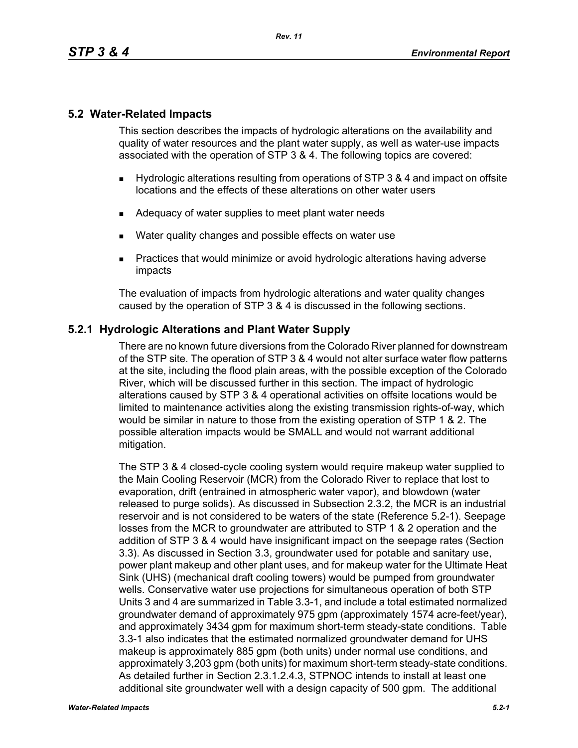## 5.2 Water-Related Impacts

This section describes the impacts of hydrologic alterations on the availability and quality of water resources and the plant water supply, as well as water-use impacts associated with the operation of STP 3 & 4. The following topics are covered:

- Hydrologic alterations resulting from operations of STP 3 & 4 and impact on offsite locations and the effects of these alterations on other water users
- Adequacy of water supplies to meet plant water needs
- Water quality changes and possible effects on water use
- Practices that would minimize or avoid hydrologic alterations having adverse impacts

The evaluation of impacts from hydrologic alterations and water quality changes caused by the operation of STP 3 & 4 is discussed in the following sections.

### 5.2.1 Hydrologic Alterations and Plant Water Supply

There are no known future diversions from the Colorado River planned for downstream of the STP site. The operation of STP 3 & 4 would not alter surface water flow patterns at the site, including the flood plain areas, with the possible exception of the Colorado River, which will be discussed further in this section. The impact of hydrologic alterations caused by STP 3 & 4 operational activities on offsite locations would be limited to maintenance activities along the existing transmission rights-of-way, which would be similar in nature to those from the existing operation of STP 1 & 2. The possible alteration impacts would be SMALL and would not warrant additional mitigation.

The STP 3 & 4 closed-cycle cooling system would require makeup water supplied to the Main Cooling Reservoir (MCR) from the Colorado River to replace that lost to evaporation, drift (entrained in atmospheric water vapor), and blowdown (water released to purge solids). As discussed in Subsection 2.3.2, the MCR is an industrial reservoir and is not considered to be waters of the state (Reference 5.2-1). Seepage losses from the MCR to groundwater are attributed to STP 1 & 2 operation and the addition of STP 3 & 4 would have insignificant impact on the seepage rates (Section 3.3). As discussed in Section 3.3, groundwater used for potable and sanitary use, power plant makeup and other plant uses, and for makeup water for the Ultimate Heat Sink (UHS) (mechanical draft cooling towers) would be pumped from groundwater wells. Conservative water use projections for simultaneous operation of both STP Units 3 and 4 are summarized in Table 3.3-1, and include a total estimated normalized groundwater demand of approximately 975 gpm (approximately 1574 acre-feet/year), and approximately 3434 gpm for maximum short-term steady-state conditions. Table 3.3-1 also indicates that the estimated normalized groundwater demand for UHS makeup is approximately 885 gpm (both units) under normal use conditions, and approximately 3,203 gpm (both units) for maximum short-term steady-state conditions. As detailed further in Section 2.3.1.2.4.3, STPNOC intends to install at least one additional site groundwater well with a design capacity of 500 gpm. The additional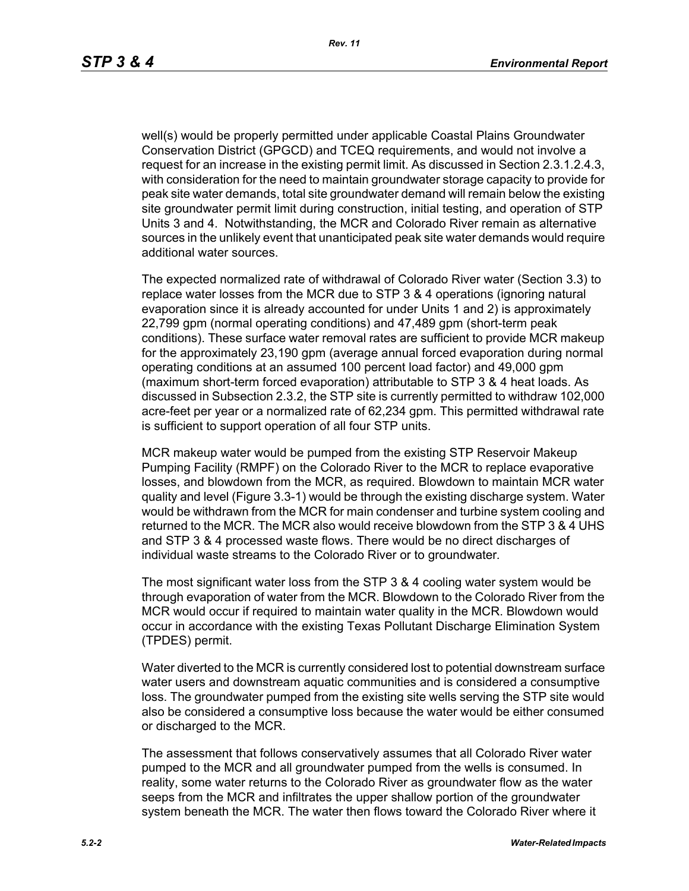well(s) would be properly permitted under applicable Coastal Plains Groundwater Conservation District (GPGCD) and TCEQ requirements, and would not involve a request for an increase in the existing permit limit. As discussed in Section 2.3.1.2.4.3, with consideration for the need to maintain groundwater storage capacity to provide for peak site water demands, total site groundwater demand will remain below the existing site groundwater permit limit during construction, initial testing, and operation of STP Units 3 and 4. Notwithstanding, the MCR and Colorado River remain as alternative sources in the unlikely event that unanticipated peak site water demands would require additional water sources.

The expected normalized rate of withdrawal of Colorado River water (Section 3.3) to replace water losses from the MCR due to STP 3 & 4 operations (ignoring natural evaporation since it is already accounted for under Units 1 and 2) is approximately 22,799 gpm (normal operating conditions) and 47,489 gpm (short-term peak conditions). These surface water removal rates are sufficient to provide MCR makeup for the approximately 23,190 gpm (average annual forced evaporation during normal operating conditions at an assumed 100 percent load factor) and 49,000 gpm (maximum short-term forced evaporation) attributable to STP 3 & 4 heat loads. As discussed in Subsection 2.3.2, the STP site is currently permitted to withdraw 102,000 acre-feet per year or a normalized rate of 62,234 gpm. This permitted withdrawal rate is sufficient to support operation of all four STP units.

MCR makeup water would be pumped from the existing STP Reservoir Makeup Pumping Facility (RMPF) on the Colorado River to the MCR to replace evaporative losses, and blowdown from the MCR, as required. Blowdown to maintain MCR water quality and level (Figure 3.3-1) would be through the existing discharge system. Water would be withdrawn from the MCR for main condenser and turbine system cooling and returned to the MCR. The MCR also would receive blowdown from the STP 3 & 4 UHS and STP 3 & 4 processed waste flows. There would be no direct discharges of individual waste streams to the Colorado River or to groundwater.

The most significant water loss from the STP 3 & 4 cooling water system would be through evaporation of water from the MCR. Blowdown to the Colorado River from the MCR would occur if required to maintain water quality in the MCR. Blowdown would occur in accordance with the existing Texas Pollutant Discharge Elimination System (TPDES) permit.

Water diverted to the MCR is currently considered lost to potential downstream surface water users and downstream aquatic communities and is considered a consumptive loss. The groundwater pumped from the existing site wells serving the STP site would also be considered a consumptive loss because the water would be either consumed or discharged to the MCR.

The assessment that follows conservatively assumes that all Colorado River water pumped to the MCR and all groundwater pumped from the wells is consumed. In reality, some water returns to the Colorado River as groundwater flow as the water seeps from the MCR and infiltrates the upper shallow portion of the groundwater system beneath the MCR. The water then flows toward the Colorado River where it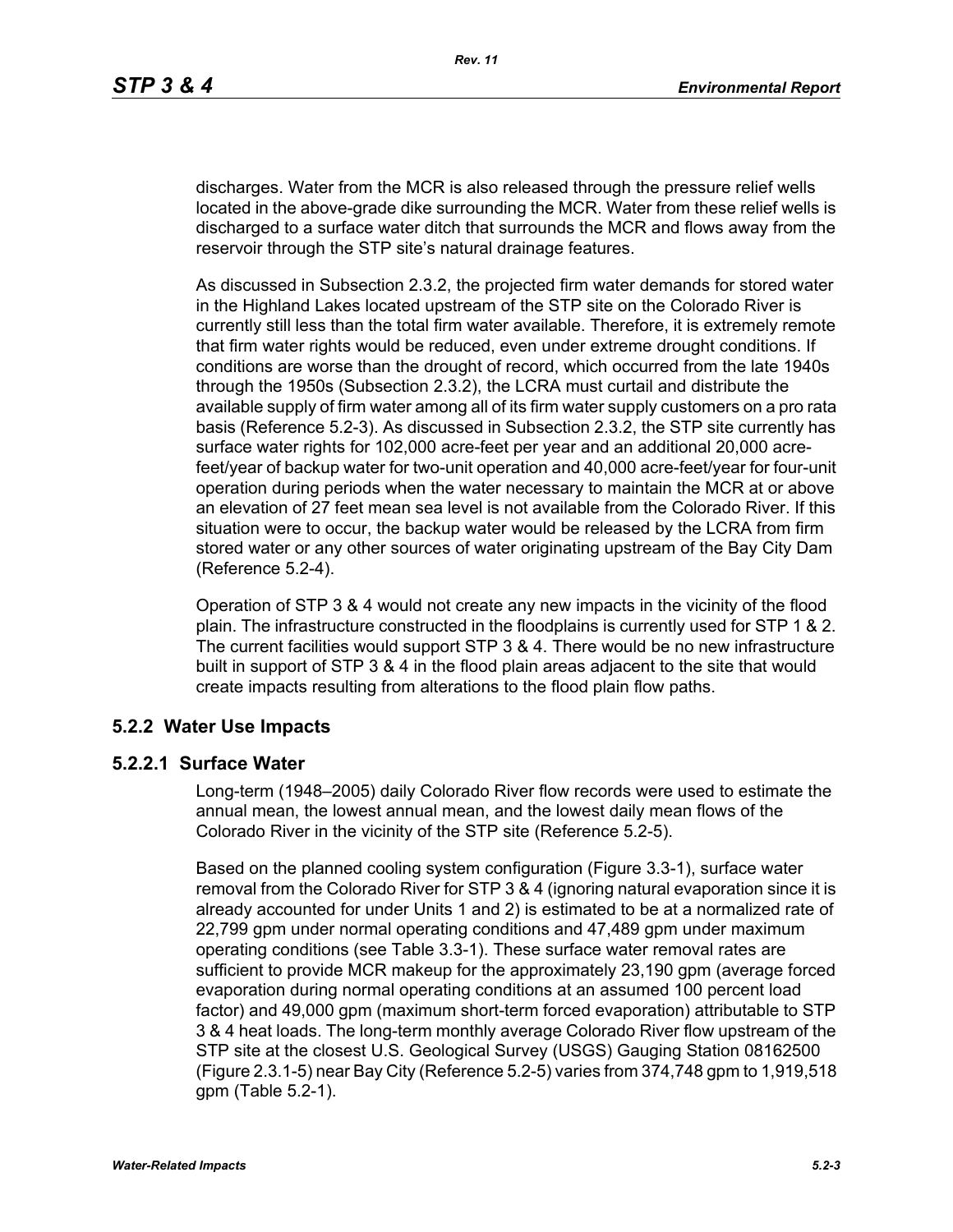discharges. Water from the MCR is also released through the pressure relief wells located in the above-grade dike surrounding the MCR. Water from these relief wells is discharged to a surface water ditch that surrounds the MCR and flows away from the reservoir through the STP site's natural drainage features.

As discussed in Subsection 2.3.2, the projected firm water demands for stored water in the Highland Lakes located upstream of the STP site on the Colorado River is currently still less than the total firm water available. Therefore, it is extremely remote that firm water rights would be reduced, even under extreme drought conditions. If conditions are worse than the drought of record, which occurred from the late 1940s through the 1950s (Subsection 2.3.2), the LCRA must curtail and distribute the available supply of firm water among all of its firm water supply customers on a pro rata basis (Reference 5.2-3). As discussed in Subsection 2.3.2, the STP site currently has surface water rights for 102,000 acre-feet per year and an additional 20,000 acre-feet/year of backup water for two-unit operation and 40,000 acre-feet/year for four-unit operation during periods when the water necessary to maintain the MCR at or above an elevation of 27 feet mean sea level is not available from the Colorado River. If this situation were to occur, the backup water would be released by the LCRA from firm stored water or any other sources of water originating upstream of the Bay City Dam (Reference 5.2-4).

Operation of STP 3 & 4 would not create any new impacts in the vicinity of the flood plain. The infrastructure constructed in the floodplains is currently used for STP 1 & 2. The current facilities would support STP 3 & 4. There would be no new infrastructure built in support of STP 3 & 4 in the flood plain areas adjacent to the site that would create impacts resulting from alterations to the flood plain flow paths.

## 5.2.2 Water Use Impacts

### 5.2.2.1 Surface Water

Long-term (1948–2005) daily Colorado River flow records were used to estimate the annual mean, the lowest annual mean, and the lowest daily mean flows of the Colorado River in the vicinity of the STP site (Reference 5.2-5).

Based on the planned cooling system configuration (Figure 3.3-1), surface water removal from the Colorado River for STP 3 & 4 (ignoring natural evaporation since it is already accounted for under Units 1 and 2) is estimated to be at a normalized rate of 22,799 gpm under normal operating conditions and 47,489 gpm under maximum operating conditions (see Table 3.3-1). These surface water removal rates are sufficient to provide MCR makeup for the approximately 23,190 gpm (average forced evaporation during normal operating conditions at an assumed 100 percent load factor) and 49,000 gpm (maximum short-term forced evaporation) attributable to STP 3 & 4 heat loads. The long-term monthly average Colorado River flow upstream of the STP site at the closest U.S. Geological Survey (USGS) Gauging Station 08162500 (Figure 2.3.1-5) near Bay City (Reference 5.2-5) varies from 374,748 gpm to 1,919,518 gpm (Table 5.2-1).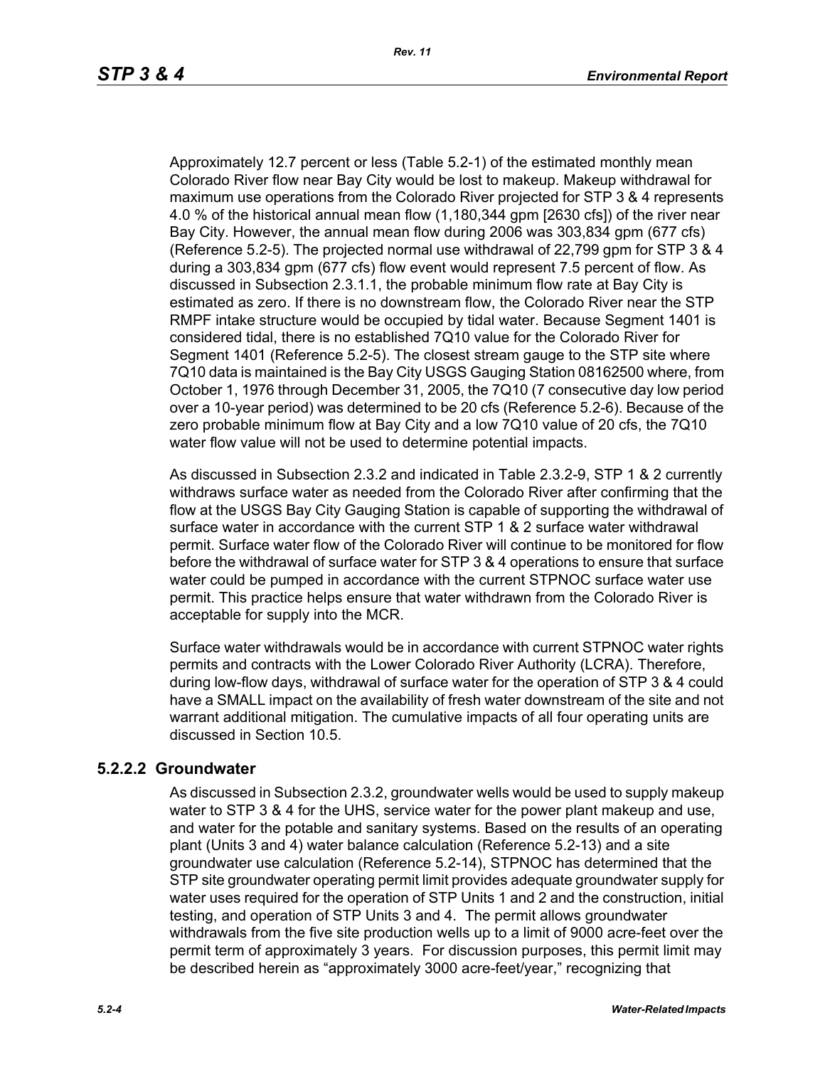Approximately 12.7 percent or less (Table 5.2-1) of the estimated monthly mean Colorado River flow near Bay City would be lost to makeup. Makeup withdrawal for maximum use operations from the Colorado River projected for STP 3 & 4 represents 4.0 % of the historical annual mean flow (1,180,344 gpm [2630 cfs]) of the river near Bay City. However, the annual mean flow during 2006 was 303,834 gpm (677 cfs) (Reference 5.2-5). The projected normal use withdrawal of 22,799 gpm for STP 3 & 4 during a 303,834 gpm (677 cfs) flow event would represent 7.5 percent of flow. As discussed in Subsection 2.3.1.1, the probable minimum flow rate at Bay City is estimated as zero. If there is no downstream flow, the Colorado River near the STP RMPF intake structure would be occupied by tidal water. Because Segment 1401 is considered tidal, there is no established 7Q10 value for the Colorado River for Segment 1401 (Reference 5.2-5). The closest stream gauge to the STP site where 7Q10 data is maintained is the Bay City USGS Gauging Station 08162500 where, from October 1, 1976 through December 31, 2005, the 7Q10 (7 consecutive day low period over a 10-year period) was determined to be 20 cfs (Reference 5.2-6). Because of the zero probable minimum flow at Bay City and a low 7Q10 value of 20 cfs, the 7Q10 water flow value will not be used to determine potential impacts.

As discussed in Subsection 2.3.2 and indicated in Table 2.3.2-9, STP 1 & 2 currently withdraws surface water as needed from the Colorado River after confirming that the flow at the USGS Bay City Gauging Station is capable of supporting the withdrawal of surface water in accordance with the current STP 1 & 2 surface water withdrawal permit. Surface water flow of the Colorado River will continue to be monitored for flow before the withdrawal of surface water for STP 3 & 4 operations to ensure that surface water could be pumped in accordance with the current STPNOC surface water use permit. This practice helps ensure that water withdrawn from the Colorado River is acceptable for supply into the MCR.

Surface water withdrawals would be in accordance with current STPNOC water rights permits and contracts with the Lower Colorado River Authority (LCRA). Therefore, during low-flow days, withdrawal of surface water for the operation of STP 3 & 4 could have a SMALL impact on the availability of fresh water downstream of the site and not warrant additional mitigation. The cumulative impacts of all four operating units are discussed in Section 10.5.

### 5.2.2.2 Groundwater

As discussed in Subsection 2.3.2, groundwater wells would be used to supply makeup water to STP 3 & 4 for the UHS, service water for the power plant makeup and use, and water for the potable and sanitary systems. Based on the results of an operating plant (Units 3 and 4) water balance calculation (Reference 5.2-13) and a site groundwater use calculation (Reference 5.2-14), STPNOC has determined that the STP site groundwater operating permit limit provides adequate groundwater supply for water uses required for the operation of STP Units 1 and 2 and the construction, initial testing, and operation of STP Units 3 and 4. The permit allows groundwater withdrawals from the five site production wells up to a limit of 9000 acre-feet over the permit term of approximately 3 years. For discussion purposes, this permit limit may be described herein as "approximately 3000 acre-feet/year," recognizing that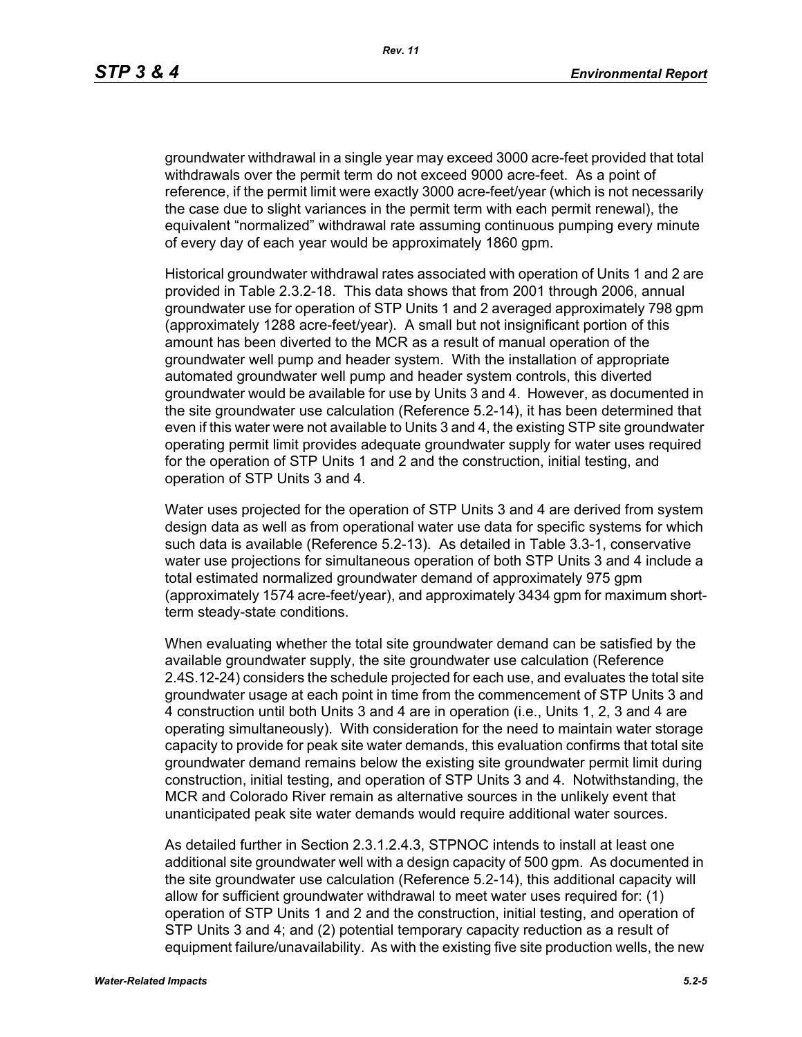groundwater withdrawal in a single year may exceed 3000 acre-feet provided that total withdrawals over the permit term do not exceed 9000 acre-feet. As a point of reference, if the permit limit were exactly 3000 acre-feet/year (which is not necessarily the case due to slight variances in the permit term with each permit renewal), the equivalent "normalized" withdrawal rate assuming continuous pumping every minute of every day of each year would be approximately 1860 gpm.

Historical groundwater withdrawal rates associated with operation of Units 1 and 2 are provided in Table 2.3.2-18. This data shows that from 2001 through 2006, annual groundwater use for operation of STP Units 1 and 2 averaged approximately 798 gpm (approximately 1288 acre-feet/year). A small but not insignificant portion of this amount has been diverted to the MCR as a result of manual operation of the groundwater well pump and header system. With the installation of appropriate automated groundwater well pump and header system controls, this diverted groundwater would be available for use by Units 3 and 4. However, as documented in the site groundwater use calculation (Reference 5.2-14), it has been determined that even if this water were not available to Units 3 and 4, the existing STP site groundwater operating permit limit provides adequate groundwater supply for water uses required for the operation of STP Units 1 and 2 and the construction, initial testing, and operation of STP Units 3 and 4.

Water uses projected for the operation of STP Units 3 and 4 are derived from system design data as well as from operational water use data for specific systems for which such data is available (Reference 5.2-13). As detailed in Table 3.3-1, conservative water use projections for simultaneous operation of both STP Units 3 and 4 include a total estimated normalized groundwater demand of approximately 975 gpm (approximately 1574 acre-feet/year), and approximately 3434 gpm for maximum short-term steady-state conditions.

When evaluating whether the total site groundwater demand can be satisfied by the available groundwater supply, the site groundwater use calculation (Reference 2.4S.12-24) considers the schedule projected for each use, and evaluates the total site groundwater usage at each point in time from the commencement of STP Units 3 and 4 construction until both Units 3 and 4 are in operation (i.e., Units 1, 2, 3 and 4 are operating simultaneously). With consideration for the need to maintain water storage capacity to provide for peak site water demands, this evaluation confirms that total site groundwater demand remains below the existing site groundwater permit limit during construction, initial testing, and operation of STP Units 3 and 4. Notwithstanding, the MCR and Colorado River remain as alternative sources in the unlikely event that unanticipated peak site water demands would require additional water sources.

As detailed further in Section 2.3.1.2.4.3, STPNOC intends to install at least one additional site groundwater well with a design capacity of 500 gpm. As documented in the site groundwater use calculation (Reference 5.2-14), this additional capacity will allow for sufficient groundwater withdrawal to meet water uses required for: (1) operation of STP Units 1 and 2 and the construction, initial testing, and operation of STP Units 3 and 4; and (2) potential temporary capacity reduction as a result of equipment failure/unavailability. As with the existing five site production wells, the new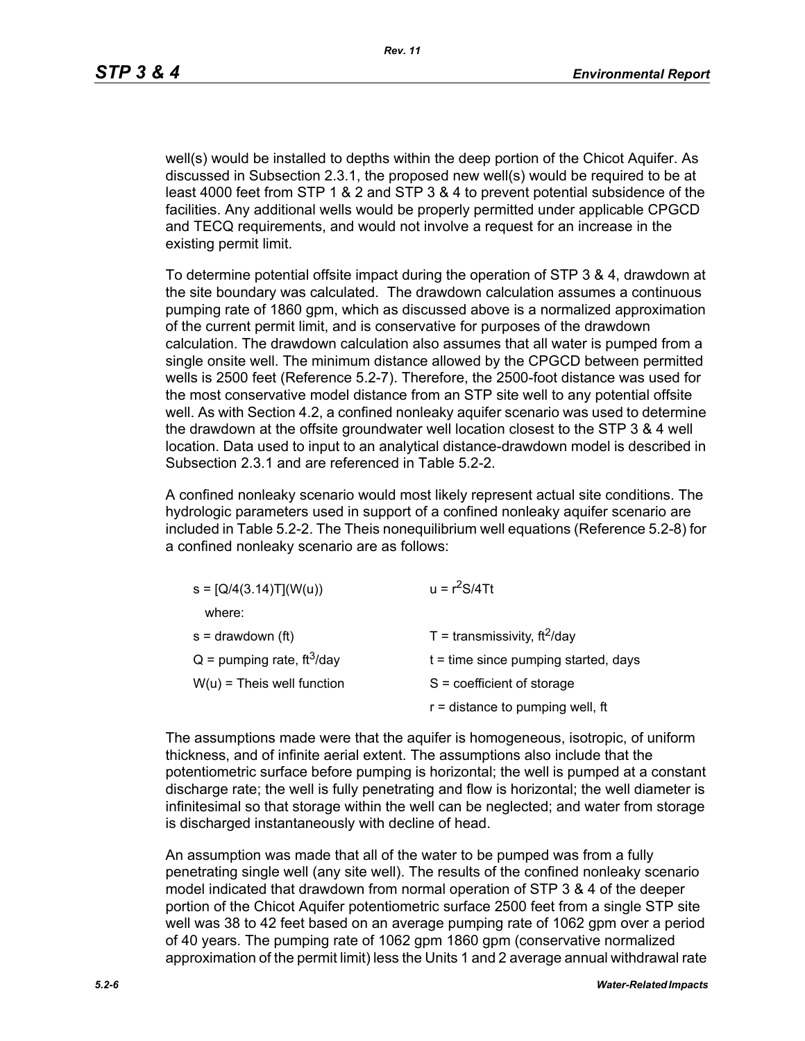well(s) would be installed to depths within the deep portion of the Chicot Aquifer. As discussed in Subsection 2.3.1, the proposed new well(s) would be required to be at least 4000 feet from STP 1 & 2 and STP 3 & 4 to prevent potential subsidence of the facilities. Any additional wells would be properly permitted under applicable CPGCD and TECQ requirements, and would not involve a request for an increase in the existing permit limit.

To determine potential offsite impact during the operation of STP 3 & 4, drawdown at the site boundary was calculated. The drawdown calculation assumes a continuous pumping rate of 1860 gpm, which as discussed above is a normalized approximation of the current permit limit, and is conservative for purposes of the drawdown calculation. The drawdown calculation also assumes that all water is pumped from a single onsite well. The minimum distance allowed by the CPGCD between permitted wells is 2500 feet (Reference 5.2-7). Therefore, the 2500-foot distance was used for the most conservative model distance from an STP site well to any potential offsite well. As with Section 4.2, a confined nonleaky aquifer scenario was used to determine the drawdown at the offsite groundwater well location closest to the STP 3 & 4 well location. Data used to input to an analytical distance-drawdown model is described in Subsection 2.3.1 and are referenced in Table 5.2-2.

A confined nonleaky scenario would most likely represent actual site conditions. The hydrologic parameters used in support of a confined nonleaky aquifer scenario are included in Table 5.2-2. The Theis nonequilibrium well equations (Reference 5.2-8) for a confined nonleaky scenario are as follows:

$s = [Q/4(3.14)T](W(u))$ $\qquad$ $u = r^2S/4Tt$

where:

| | |
|---|---|
| s = drawdown (ft) | T = transmissivity, ft$^2$/day |
| Q = pumping rate, ft$^3$/day | t = time since pumping started, days |
| W(u) = Theis well function | S = coefficient of storage |
| | r = distance to pumping well, ft |

The assumptions made were that the aquifer is homogeneous, isotropic, of uniform thickness, and of infinite aerial extent. The assumptions also include that the potentiometric surface before pumping is horizontal; the well is pumped at a constant discharge rate; the well is fully penetrating and flow is horizontal; the well diameter is infinitesimal so that storage within the well can be neglected; and water from storage is discharged instantaneously with decline of head.

An assumption was made that all of the water to be pumped was from a fully penetrating single well (any site well). The results of the confined nonleaky scenario model indicated that drawdown from normal operation of STP 3 & 4 of the deeper portion of the Chicot Aquifer potentiometric surface 2500 feet from a single STP site well was 38 to 42 feet based on an average pumping rate of 1062 gpm over a period of 40 years. The pumping rate of 1062 gpm 1860 gpm (conservative normalized approximation of the permit limit) less the Units 1 and 2 average annual withdrawal rate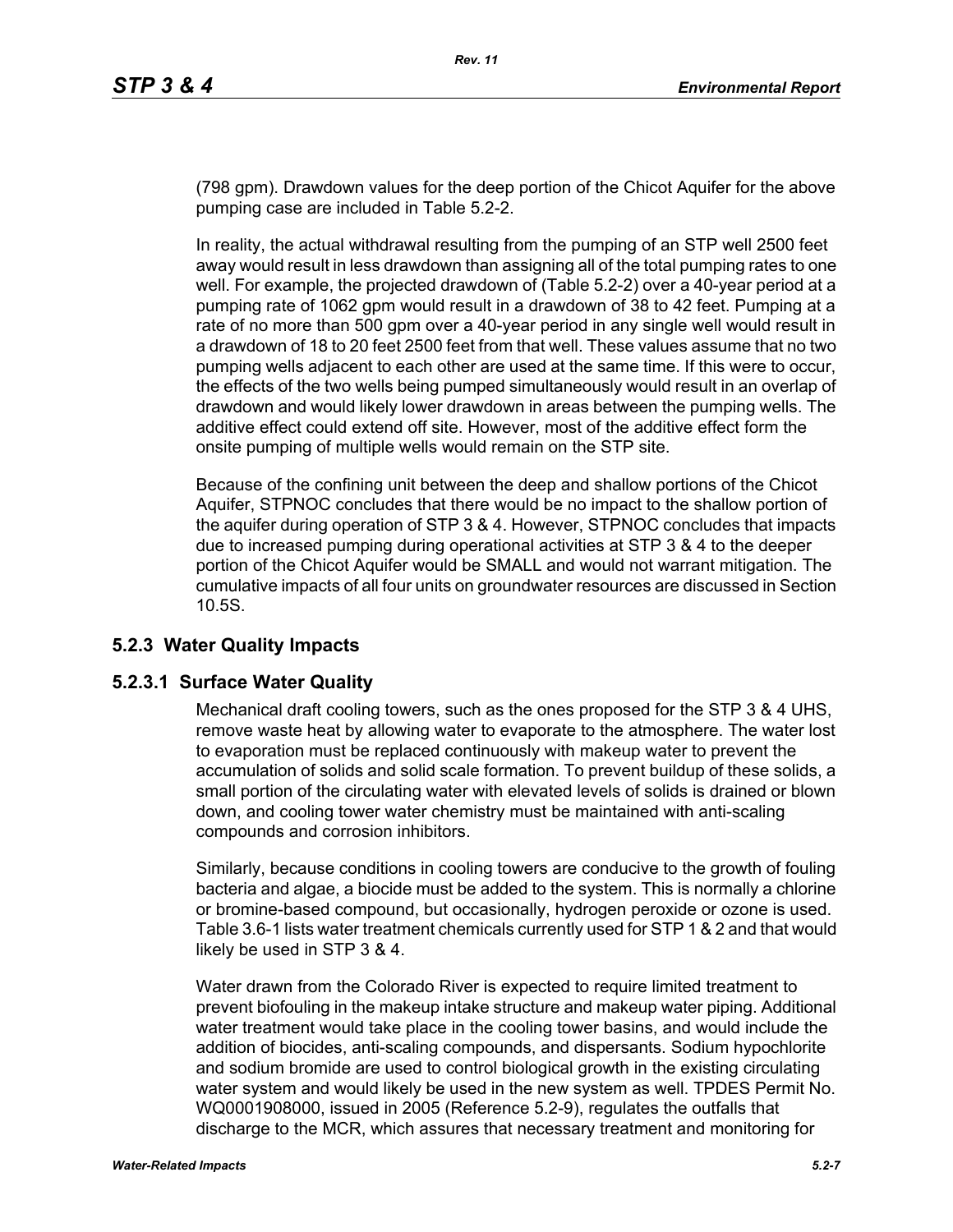(798 gpm). Drawdown values for the deep portion of the Chicot Aquifer for the above pumping case are included in Table 5.2-2.

In reality, the actual withdrawal resulting from the pumping of an STP well 2500 feet away would result in less drawdown than assigning all of the total pumping rates to one well. For example, the projected drawdown of (Table 5.2-2) over a 40-year period at a pumping rate of 1062 gpm would result in a drawdown of 38 to 42 feet. Pumping at a rate of no more than 500 gpm over a 40-year period in any single well would result in a drawdown of 18 to 20 feet 2500 feet from that well. These values assume that no two pumping wells adjacent to each other are used at the same time. If this were to occur, the effects of the two wells being pumped simultaneously would result in an overlap of drawdown and would likely lower drawdown in areas between the pumping wells. The additive effect could extend off site. However, most of the additive effect form the onsite pumping of multiple wells would remain on the STP site.

Because of the confining unit between the deep and shallow portions of the Chicot Aquifer, STPNOC concludes that there would be no impact to the shallow portion of the aquifer during operation of STP 3 & 4. However, STPNOC concludes that impacts due to increased pumping during operational activities at STP 3 & 4 to the deeper portion of the Chicot Aquifer would be SMALL and would not warrant mitigation. The cumulative impacts of all four units on groundwater resources are discussed in Section 10.5S.

## 5.2.3 Water Quality Impacts

### 5.2.3.1 Surface Water Quality

Mechanical draft cooling towers, such as the ones proposed for the STP 3 & 4 UHS, remove waste heat by allowing water to evaporate to the atmosphere. The water lost to evaporation must be replaced continuously with makeup water to prevent the accumulation of solids and solid scale formation. To prevent buildup of these solids, a small portion of the circulating water with elevated levels of solids is drained or blown down, and cooling tower water chemistry must be maintained with anti-scaling compounds and corrosion inhibitors.

Similarly, because conditions in cooling towers are conducive to the growth of fouling bacteria and algae, a biocide must be added to the system. This is normally a chlorine or bromine-based compound, but occasionally, hydrogen peroxide or ozone is used. Table 3.6-1 lists water treatment chemicals currently used for STP 1 & 2 and that would likely be used in STP 3 & 4.

Water drawn from the Colorado River is expected to require limited treatment to prevent biofouling in the makeup intake structure and makeup water piping. Additional water treatment would take place in the cooling tower basins, and would include the addition of biocides, anti-scaling compounds, and dispersants. Sodium hypochlorite and sodium bromide are used to control biological growth in the existing circulating water system and would likely be used in the new system as well. TPDES Permit No. WQ0001908000, issued in 2005 (Reference 5.2-9), regulates the outfalls that discharge to the MCR, which assures that necessary treatment and monitoring for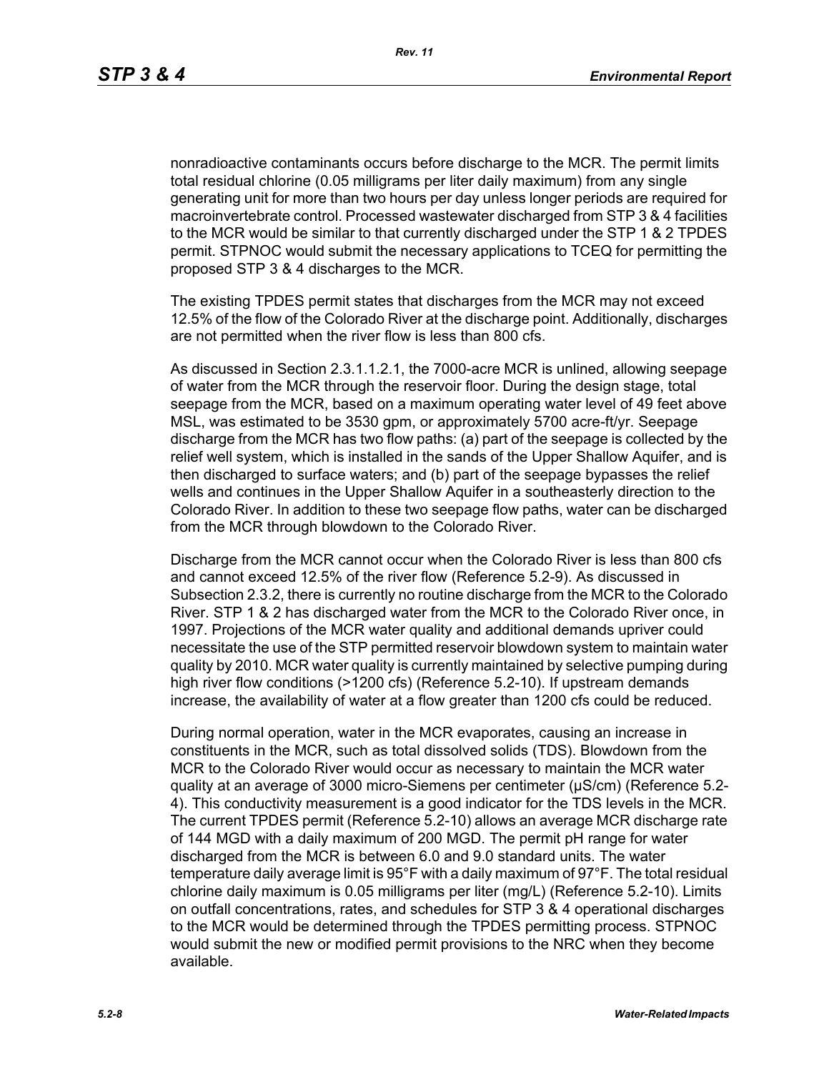nonradioactive contaminants occurs before discharge to the MCR. The permit limits total residual chlorine (0.05 milligrams per liter daily maximum) from any single generating unit for more than two hours per day unless longer periods are required for macroinvertebrate control. Processed wastewater discharged from STP 3 & 4 facilities to the MCR would be similar to that currently discharged under the STP 1 & 2 TPDES permit. STPNOC would submit the necessary applications to TCEQ for permitting the proposed STP 3 & 4 discharges to the MCR.

The existing TPDES permit states that discharges from the MCR may not exceed 12.5% of the flow of the Colorado River at the discharge point. Additionally, discharges are not permitted when the river flow is less than 800 cfs.

As discussed in Section 2.3.1.1.2.1, the 7000-acre MCR is unlined, allowing seepage of water from the MCR through the reservoir floor. During the design stage, total seepage from the MCR, based on a maximum operating water level of 49 feet above MSL, was estimated to be 3530 gpm, or approximately 5700 acre-ft/yr. Seepage discharge from the MCR has two flow paths: (a) part of the seepage is collected by the relief well system, which is installed in the sands of the Upper Shallow Aquifer, and is then discharged to surface waters; and (b) part of the seepage bypasses the relief wells and continues in the Upper Shallow Aquifer in a southeasterly direction to the Colorado River. In addition to these two seepage flow paths, water can be discharged from the MCR through blowdown to the Colorado River.

Discharge from the MCR cannot occur when the Colorado River is less than 800 cfs and cannot exceed 12.5% of the river flow (Reference 5.2-9). As discussed in Subsection 2.3.2, there is currently no routine discharge from the MCR to the Colorado River. STP 1 & 2 has discharged water from the MCR to the Colorado River once, in 1997. Projections of the MCR water quality and additional demands upriver could necessitate the use of the STP permitted reservoir blowdown system to maintain water quality by 2010. MCR water quality is currently maintained by selective pumping during high river flow conditions (>1200 cfs) (Reference 5.2-10). If upstream demands increase, the availability of water at a flow greater than 1200 cfs could be reduced.

During normal operation, water in the MCR evaporates, causing an increase in constituents in the MCR, such as total dissolved solids (TDS). Blowdown from the MCR to the Colorado River would occur as necessary to maintain the MCR water quality at an average of 3000 micro-Siemens per centimeter (µS/cm) (Reference 5.2-4). This conductivity measurement is a good indicator for the TDS levels in the MCR. The current TPDES permit (Reference 5.2-10) allows an average MCR discharge rate of 144 MGD with a daily maximum of 200 MGD. The permit pH range for water discharged from the MCR is between 6.0 and 9.0 standard units. The water temperature daily average limit is 95°F with a daily maximum of 97°F. The total residual chlorine daily maximum is 0.05 milligrams per liter (mg/L) (Reference 5.2-10). Limits on outfall concentrations, rates, and schedules for STP 3 & 4 operational discharges to the MCR would be determined through the TPDES permitting process. STPNOC would submit the new or modified permit provisions to the NRC when they become available.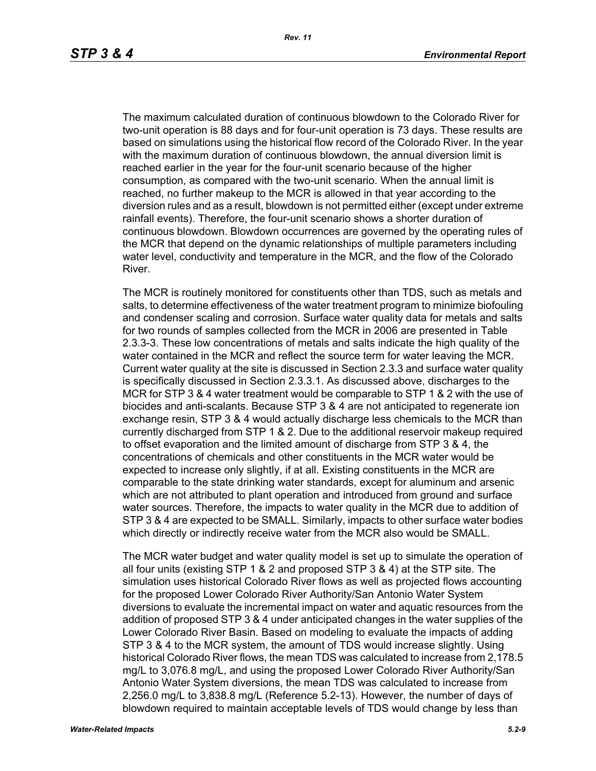The maximum calculated duration of continuous blowdown to the Colorado River for two-unit operation is 88 days and for four-unit operation is 73 days. These results are based on simulations using the historical flow record of the Colorado River. In the year with the maximum duration of continuous blowdown, the annual diversion limit is reached earlier in the year for the four-unit scenario because of the higher consumption, as compared with the two-unit scenario. When the annual limit is reached, no further makeup to the MCR is allowed in that year according to the diversion rules and as a result, blowdown is not permitted either (except under extreme rainfall events). Therefore, the four-unit scenario shows a shorter duration of continuous blowdown. Blowdown occurrences are governed by the operating rules of the MCR that depend on the dynamic relationships of multiple parameters including water level, conductivity and temperature in the MCR, and the flow of the Colorado River.

The MCR is routinely monitored for constituents other than TDS, such as metals and salts, to determine effectiveness of the water treatment program to minimize biofouling and condenser scaling and corrosion. Surface water quality data for metals and salts for two rounds of samples collected from the MCR in 2006 are presented in Table 2.3.3-3. These low concentrations of metals and salts indicate the high quality of the water contained in the MCR and reflect the source term for water leaving the MCR. Current water quality at the site is discussed in Section 2.3.3 and surface water quality is specifically discussed in Section 2.3.3.1. As discussed above, discharges to the MCR for STP 3 & 4 water treatment would be comparable to STP 1 & 2 with the use of biocides and anti-scalants. Because STP 3 & 4 are not anticipated to regenerate ion exchange resin, STP 3 & 4 would actually discharge less chemicals to the MCR than currently discharged from STP 1 & 2. Due to the additional reservoir makeup required to offset evaporation and the limited amount of discharge from STP 3 & 4, the concentrations of chemicals and other constituents in the MCR water would be expected to increase only slightly, if at all. Existing constituents in the MCR are comparable to the state drinking water standards, except for aluminum and arsenic which are not attributed to plant operation and introduced from ground and surface water sources. Therefore, the impacts to water quality in the MCR due to addition of STP 3 & 4 are expected to be SMALL. Similarly, impacts to other surface water bodies which directly or indirectly receive water from the MCR also would be SMALL.

The MCR water budget and water quality model is set up to simulate the operation of all four units (existing STP 1 & 2 and proposed STP 3 & 4) at the STP site. The simulation uses historical Colorado River flows as well as projected flows accounting for the proposed Lower Colorado River Authority/San Antonio Water System diversions to evaluate the incremental impact on water and aquatic resources from the addition of proposed STP 3 & 4 under anticipated changes in the water supplies of the Lower Colorado River Basin. Based on modeling to evaluate the impacts of adding STP 3 & 4 to the MCR system, the amount of TDS would increase slightly. Using historical Colorado River flows, the mean TDS was calculated to increase from 2,178.5 mg/L to 3,076.8 mg/L, and using the proposed Lower Colorado River Authority/San Antonio Water System diversions, the mean TDS was calculated to increase from 2,256.0 mg/L to 3,838.8 mg/L (Reference 5.2-13). However, the number of days of blowdown required to maintain acceptable levels of TDS would change by less than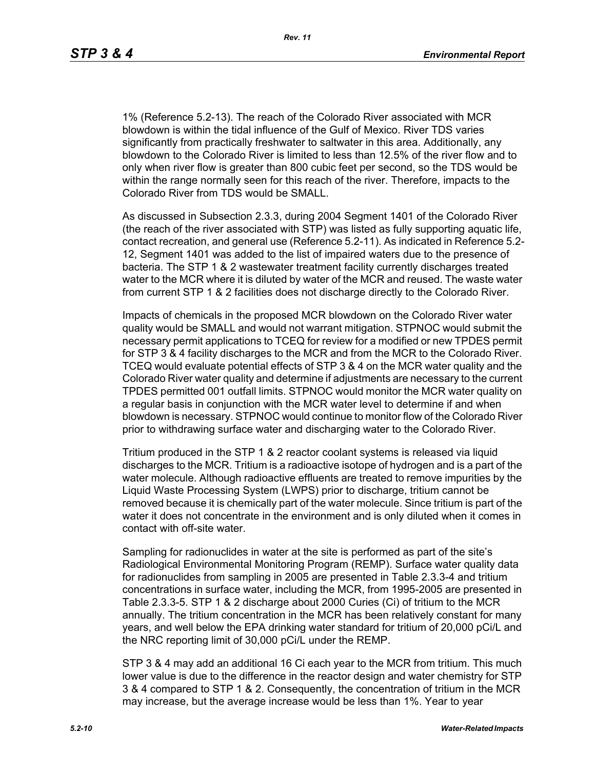1% (Reference 5.2-13). The reach of the Colorado River associated with MCR blowdown is within the tidal influence of the Gulf of Mexico. River TDS varies significantly from practically freshwater to saltwater in this area. Additionally, any blowdown to the Colorado River is limited to less than 12.5% of the river flow and to only when river flow is greater than 800 cubic feet per second, so the TDS would be within the range normally seen for this reach of the river. Therefore, impacts to the Colorado River from TDS would be SMALL.

As discussed in Subsection 2.3.3, during 2004 Segment 1401 of the Colorado River (the reach of the river associated with STP) was listed as fully supporting aquatic life, contact recreation, and general use (Reference 5.2-11). As indicated in Reference 5.2-12, Segment 1401 was added to the list of impaired waters due to the presence of bacteria. The STP 1 & 2 wastewater treatment facility currently discharges treated water to the MCR where it is diluted by water of the MCR and reused. The waste water from current STP 1 & 2 facilities does not discharge directly to the Colorado River.

Impacts of chemicals in the proposed MCR blowdown on the Colorado River water quality would be SMALL and would not warrant mitigation. STPNOC would submit the necessary permit applications to TCEQ for review for a modified or new TPDES permit for STP 3 & 4 facility discharges to the MCR and from the MCR to the Colorado River. TCEQ would evaluate potential effects of STP 3 & 4 on the MCR water quality and the Colorado River water quality and determine if adjustments are necessary to the current TPDES permitted 001 outfall limits. STPNOC would monitor the MCR water quality on a regular basis in conjunction with the MCR water level to determine if and when blowdown is necessary. STPNOC would continue to monitor flow of the Colorado River prior to withdrawing surface water and discharging water to the Colorado River.

Tritium produced in the STP 1 & 2 reactor coolant systems is released via liquid discharges to the MCR. Tritium is a radioactive isotope of hydrogen and is a part of the water molecule. Although radioactive effluents are treated to remove impurities by the Liquid Waste Processing System (LWPS) prior to discharge, tritium cannot be removed because it is chemically part of the water molecule. Since tritium is part of the water it does not concentrate in the environment and is only diluted when it comes in contact with off-site water.

Sampling for radionuclides in water at the site is performed as part of the site's Radiological Environmental Monitoring Program (REMP). Surface water quality data for radionuclides from sampling in 2005 are presented in Table 2.3.3-4 and tritium concentrations in surface water, including the MCR, from 1995-2005 are presented in Table 2.3.3-5. STP 1 & 2 discharge about 2000 Curies (Ci) of tritium to the MCR annually. The tritium concentration in the MCR has been relatively constant for many years, and well below the EPA drinking water standard for tritium of 20,000 pCi/L and the NRC reporting limit of 30,000 pCi/L under the REMP.

STP 3 & 4 may add an additional 16 Ci each year to the MCR from tritium. This much lower value is due to the difference in the reactor design and water chemistry for STP 3 & 4 compared to STP 1 & 2. Consequently, the concentration of tritium in the MCR may increase, but the average increase would be less than 1%. Year to year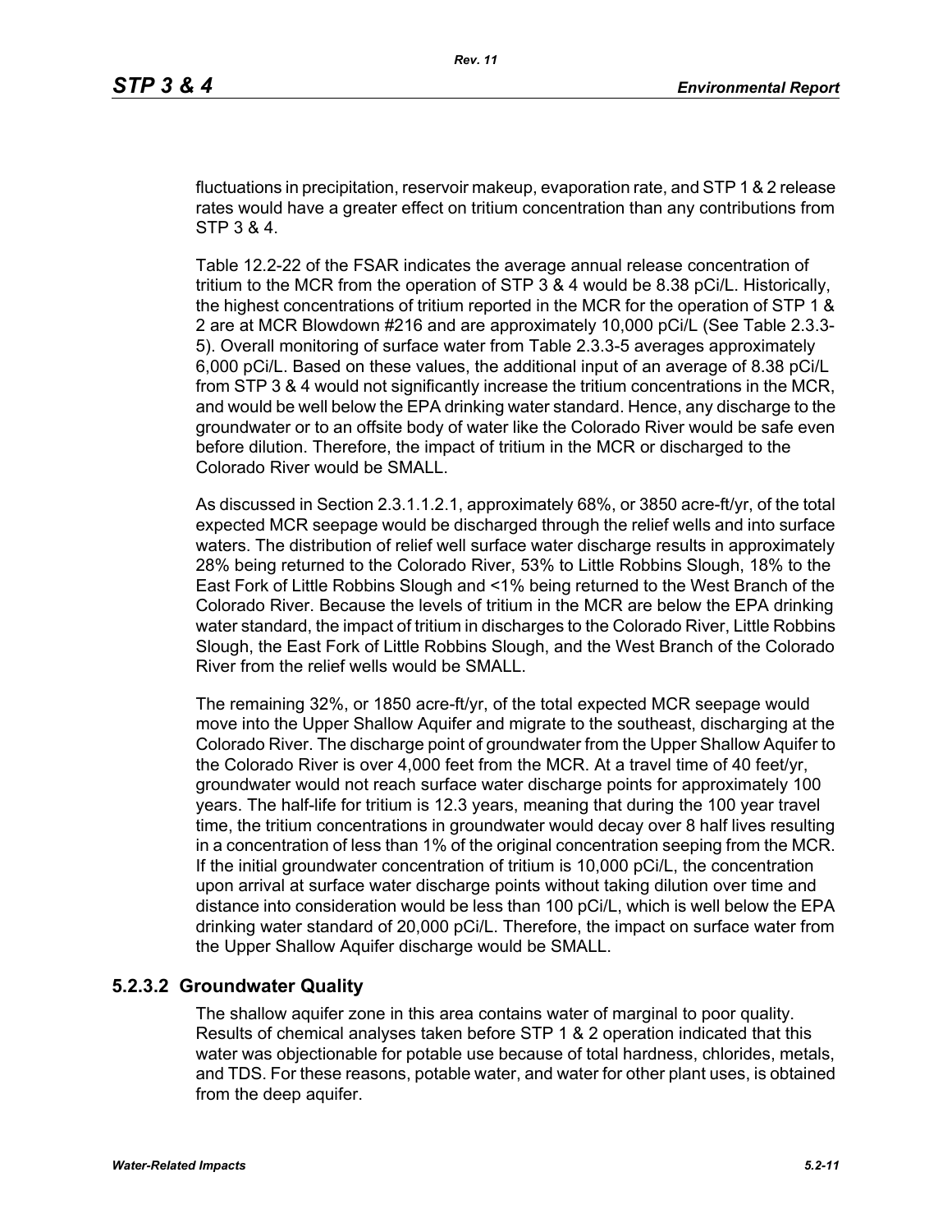fluctuations in precipitation, reservoir makeup, evaporation rate, and STP 1 & 2 release rates would have a greater effect on tritium concentration than any contributions from STP 3 & 4.

Table 12.2-22 of the FSAR indicates the average annual release concentration of tritium to the MCR from the operation of STP 3 & 4 would be 8.38 pCi/L. Historically, the highest concentrations of tritium reported in the MCR for the operation of STP 1 & 2 are at MCR Blowdown #216 and are approximately 10,000 pCi/L (See Table 2.3.3-5). Overall monitoring of surface water from Table 2.3.3-5 averages approximately 6,000 pCi/L. Based on these values, the additional input of an average of 8.38 pCi/L from STP 3 & 4 would not significantly increase the tritium concentrations in the MCR, and would be well below the EPA drinking water standard. Hence, any discharge to the groundwater or to an offsite body of water like the Colorado River would be safe even before dilution. Therefore, the impact of tritium in the MCR or discharged to the Colorado River would be SMALL.

As discussed in Section 2.3.1.1.2.1, approximately 68%, or 3850 acre-ft/yr, of the total expected MCR seepage would be discharged through the relief wells and into surface waters. The distribution of relief well surface water discharge results in approximately 28% being returned to the Colorado River, 53% to Little Robbins Slough, 18% to the East Fork of Little Robbins Slough and <1% being returned to the West Branch of the Colorado River. Because the levels of tritium in the MCR are below the EPA drinking water standard, the impact of tritium in discharges to the Colorado River, Little Robbins Slough, the East Fork of Little Robbins Slough, and the West Branch of the Colorado River from the relief wells would be SMALL.

The remaining 32%, or 1850 acre-ft/yr, of the total expected MCR seepage would move into the Upper Shallow Aquifer and migrate to the southeast, discharging at the Colorado River. The discharge point of groundwater from the Upper Shallow Aquifer to the Colorado River is over 4,000 feet from the MCR. At a travel time of 40 feet/yr, groundwater would not reach surface water discharge points for approximately 100 years. The half-life for tritium is 12.3 years, meaning that during the 100 year travel time, the tritium concentrations in groundwater would decay over 8 half lives resulting in a concentration of less than 1% of the original concentration seeping from the MCR. If the initial groundwater concentration of tritium is 10,000 pCi/L, the concentration upon arrival at surface water discharge points without taking dilution over time and distance into consideration would be less than 100 pCi/L, which is well below the EPA drinking water standard of 20,000 pCi/L. Therefore, the impact on surface water from the Upper Shallow Aquifer discharge would be SMALL.

### 5.2.3.2 Groundwater Quality

The shallow aquifer zone in this area contains water of marginal to poor quality. Results of chemical analyses taken before STP 1 & 2 operation indicated that this water was objectionable for potable use because of total hardness, chlorides, metals, and TDS. For these reasons, potable water, and water for other plant uses, is obtained from the deep aquifer.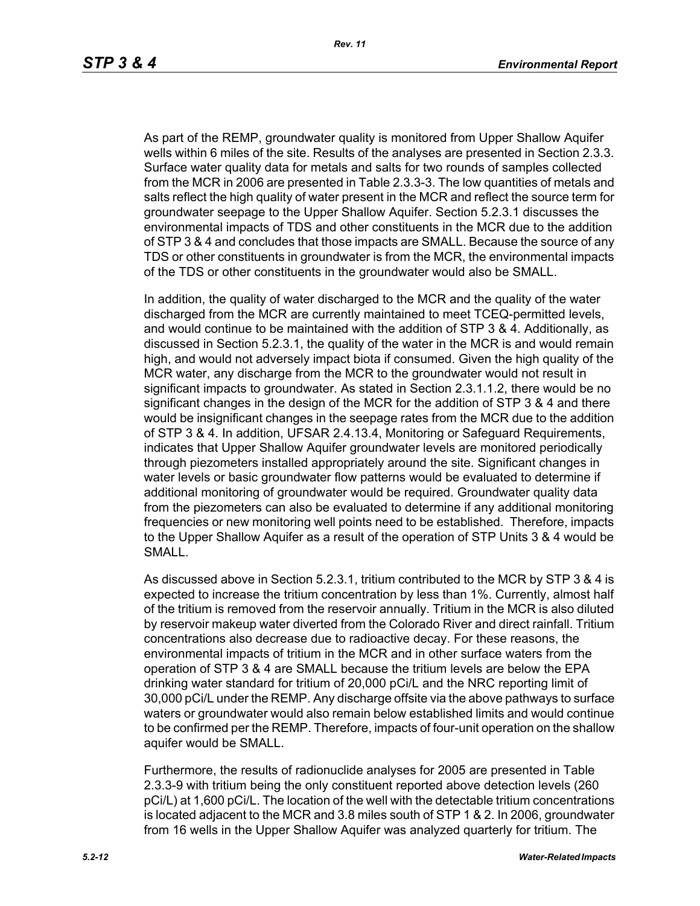As part of the REMP, groundwater quality is monitored from Upper Shallow Aquifer wells within 6 miles of the site. Results of the analyses are presented in Section 2.3.3. Surface water quality data for metals and salts for two rounds of samples collected from the MCR in 2006 are presented in Table 2.3.3-3. The low quantities of metals and salts reflect the high quality of water present in the MCR and reflect the source term for groundwater seepage to the Upper Shallow Aquifer. Section 5.2.3.1 discusses the environmental impacts of TDS and other constituents in the MCR due to the addition of STP 3 & 4 and concludes that those impacts are SMALL. Because the source of any TDS or other constituents in groundwater is from the MCR, the environmental impacts of the TDS or other constituents in the groundwater would also be SMALL.

In addition, the quality of water discharged to the MCR and the quality of the water discharged from the MCR are currently maintained to meet TCEQ-permitted levels, and would continue to be maintained with the addition of STP 3 & 4. Additionally, as discussed in Section 5.2.3.1, the quality of the water in the MCR is and would remain high, and would not adversely impact biota if consumed. Given the high quality of the MCR water, any discharge from the MCR to the groundwater would not result in significant impacts to groundwater. As stated in Section 2.3.1.1.2, there would be no significant changes in the design of the MCR for the addition of STP 3 & 4 and there would be insignificant changes in the seepage rates from the MCR due to the addition of STP 3 & 4. In addition, UFSAR 2.4.13.4, Monitoring or Safeguard Requirements, indicates that Upper Shallow Aquifer groundwater levels are monitored periodically through piezometers installed appropriately around the site. Significant changes in water levels or basic groundwater flow patterns would be evaluated to determine if additional monitoring of groundwater would be required. Groundwater quality data from the piezometers can also be evaluated to determine if any additional monitoring frequencies or new monitoring well points need to be established. Therefore, impacts to the Upper Shallow Aquifer as a result of the operation of STP Units 3 & 4 would be SMALL.

As discussed above in Section 5.2.3.1, tritium contributed to the MCR by STP 3 & 4 is expected to increase the tritium concentration by less than 1%. Currently, almost half of the tritium is removed from the reservoir annually. Tritium in the MCR is also diluted by reservoir makeup water diverted from the Colorado River and direct rainfall. Tritium concentrations also decrease due to radioactive decay. For these reasons, the environmental impacts of tritium in the MCR and in other surface waters from the operation of STP 3 & 4 are SMALL because the tritium levels are below the EPA drinking water standard for tritium of 20,000 pCi/L and the NRC reporting limit of 30,000 pCi/L under the REMP. Any discharge offsite via the above pathways to surface waters or groundwater would also remain below established limits and would continue to be confirmed per the REMP. Therefore, impacts of four-unit operation on the shallow aquifer would be SMALL.

Furthermore, the results of radionuclide analyses for 2005 are presented in Table 2.3.3-9 with tritium being the only constituent reported above detection levels (260 pCi/L) at 1,600 pCi/L. The location of the well with the detectable tritium concentrations is located adjacent to the MCR and 3.8 miles south of STP 1 & 2. In 2006, groundwater from 16 wells in the Upper Shallow Aquifer was analyzed quarterly for tritium. The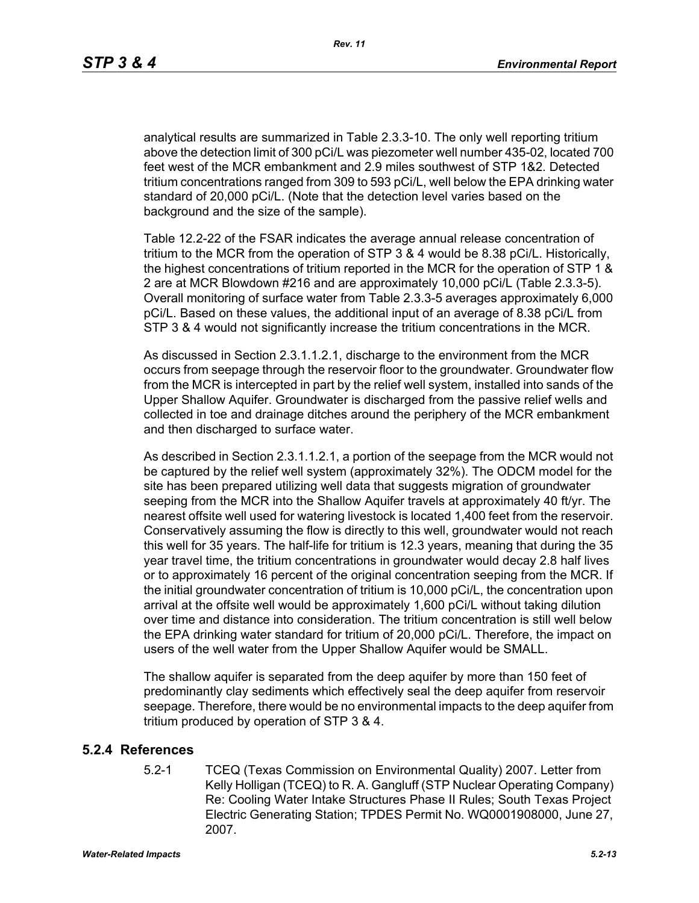analytical results are summarized in Table 2.3.3-10. The only well reporting tritium above the detection limit of 300 pCi/L was piezometer well number 435-02, located 700 feet west of the MCR embankment and 2.9 miles southwest of STP 1&2. Detected tritium concentrations ranged from 309 to 593 pCi/L, well below the EPA drinking water standard of 20,000 pCi/L. (Note that the detection level varies based on the background and the size of the sample).

Table 12.2-22 of the FSAR indicates the average annual release concentration of tritium to the MCR from the operation of STP 3 & 4 would be 8.38 pCi/L. Historically, the highest concentrations of tritium reported in the MCR for the operation of STP 1 & 2 are at MCR Blowdown #216 and are approximately 10,000 pCi/L (Table 2.3.3-5). Overall monitoring of surface water from Table 2.3.3-5 averages approximately 6,000 pCi/L. Based on these values, the additional input of an average of 8.38 pCi/L from STP 3 & 4 would not significantly increase the tritium concentrations in the MCR.

As discussed in Section 2.3.1.1.2.1, discharge to the environment from the MCR occurs from seepage through the reservoir floor to the groundwater. Groundwater flow from the MCR is intercepted in part by the relief well system, installed into sands of the Upper Shallow Aquifer. Groundwater is discharged from the passive relief wells and collected in toe and drainage ditches around the periphery of the MCR embankment and then discharged to surface water.

As described in Section 2.3.1.1.2.1, a portion of the seepage from the MCR would not be captured by the relief well system (approximately 32%). The ODCM model for the site has been prepared utilizing well data that suggests migration of groundwater seeping from the MCR into the Shallow Aquifer travels at approximately 40 ft/yr. The nearest offsite well used for watering livestock is located 1,400 feet from the reservoir. Conservatively assuming the flow is directly to this well, groundwater would not reach this well for 35 years. The half-life for tritium is 12.3 years, meaning that during the 35 year travel time, the tritium concentrations in groundwater would decay 2.8 half lives or to approximately 16 percent of the original concentration seeping from the MCR. If the initial groundwater concentration of tritium is 10,000 pCi/L, the concentration upon arrival at the offsite well would be approximately 1,600 pCi/L without taking dilution over time and distance into consideration. The tritium concentration is still well below the EPA drinking water standard for tritium of 20,000 pCi/L. Therefore, the impact on users of the well water from the Upper Shallow Aquifer would be SMALL.

The shallow aquifer is separated from the deep aquifer by more than 150 feet of predominantly clay sediments which effectively seal the deep aquifer from reservoir seepage. Therefore, there would be no environmental impacts to the deep aquifer from tritium produced by operation of STP 3 & 4.

## 5.2.4 References

5.2-1 TCEQ (Texas Commission on Environmental Quality) 2007. Letter from Kelly Holligan (TCEQ) to R. A. Gangluff (STP Nuclear Operating Company) Re: Cooling Water Intake Structures Phase II Rules; South Texas Project Electric Generating Station; TPDES Permit No. WQ0001908000, June 27, 2007.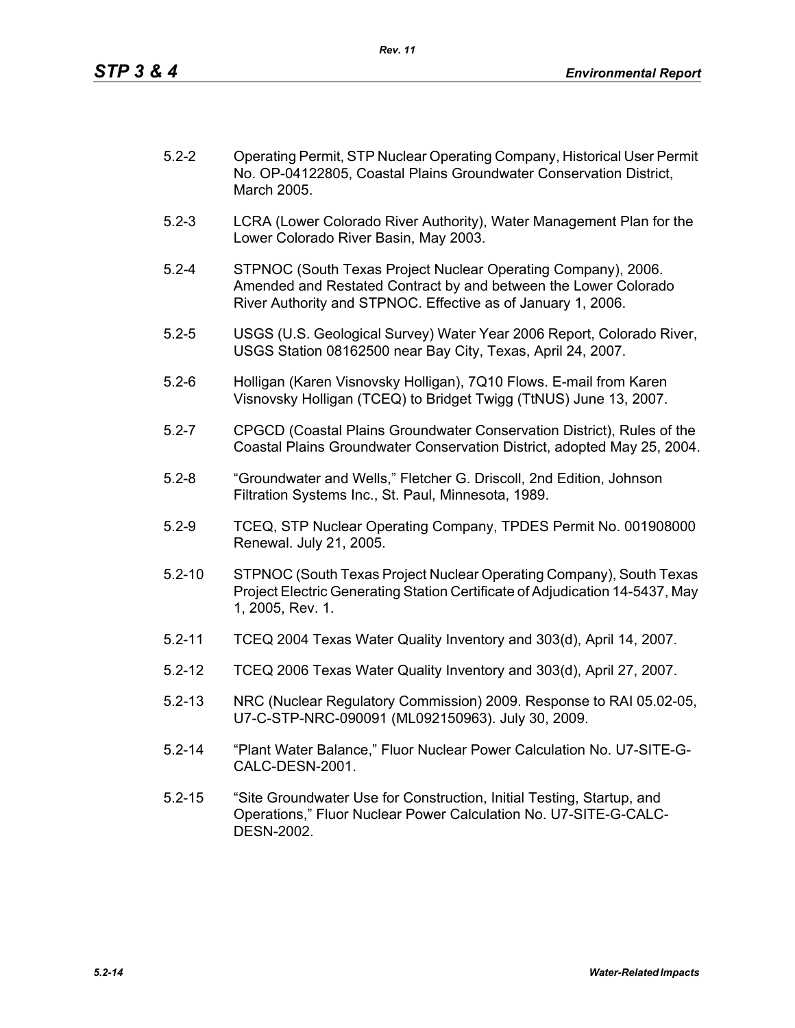5.2-2 Operating Permit, STP Nuclear Operating Company, Historical User Permit No. OP-04122805, Coastal Plains Groundwater Conservation District, March 2005.

5.2-3 LCRA (Lower Colorado River Authority), Water Management Plan for the Lower Colorado River Basin, May 2003.

5.2-4 STPNOC (South Texas Project Nuclear Operating Company), 2006. Amended and Restated Contract by and between the Lower Colorado River Authority and STPNOC. Effective as of January 1, 2006.

5.2-5 USGS (U.S. Geological Survey) Water Year 2006 Report, Colorado River, USGS Station 08162500 near Bay City, Texas, April 24, 2007.

5.2-6 Holligan (Karen Visnovsky Holligan), 7Q10 Flows. E-mail from Karen Visnovsky Holligan (TCEQ) to Bridget Twigg (TtNUS) June 13, 2007.

5.2-7 CPGCD (Coastal Plains Groundwater Conservation District), Rules of the Coastal Plains Groundwater Conservation District, adopted May 25, 2004.

5.2-8 "Groundwater and Wells," Fletcher G. Driscoll, 2nd Edition, Johnson Filtration Systems Inc., St. Paul, Minnesota, 1989.

5.2-9 TCEQ, STP Nuclear Operating Company, TPDES Permit No. 001908000 Renewal. July 21, 2005.

5.2-10 STPNOC (South Texas Project Nuclear Operating Company), South Texas Project Electric Generating Station Certificate of Adjudication 14-5437, May 1, 2005, Rev. 1.

5.2-11 TCEQ 2004 Texas Water Quality Inventory and 303(d), April 14, 2007.

5.2-12 TCEQ 2006 Texas Water Quality Inventory and 303(d), April 27, 2007.

5.2-13 NRC (Nuclear Regulatory Commission) 2009. Response to RAI 05.02-05, U7-C-STP-NRC-090091 (ML092150963). July 30, 2009.

5.2-14 "Plant Water Balance," Fluor Nuclear Power Calculation No. U7-SITE-G-CALC-DESN-2001.

5.2-15 "Site Groundwater Use for Construction, Initial Testing, Startup, and Operations," Fluor Nuclear Power Calculation No. U7-SITE-G-CALC-DESN-2002.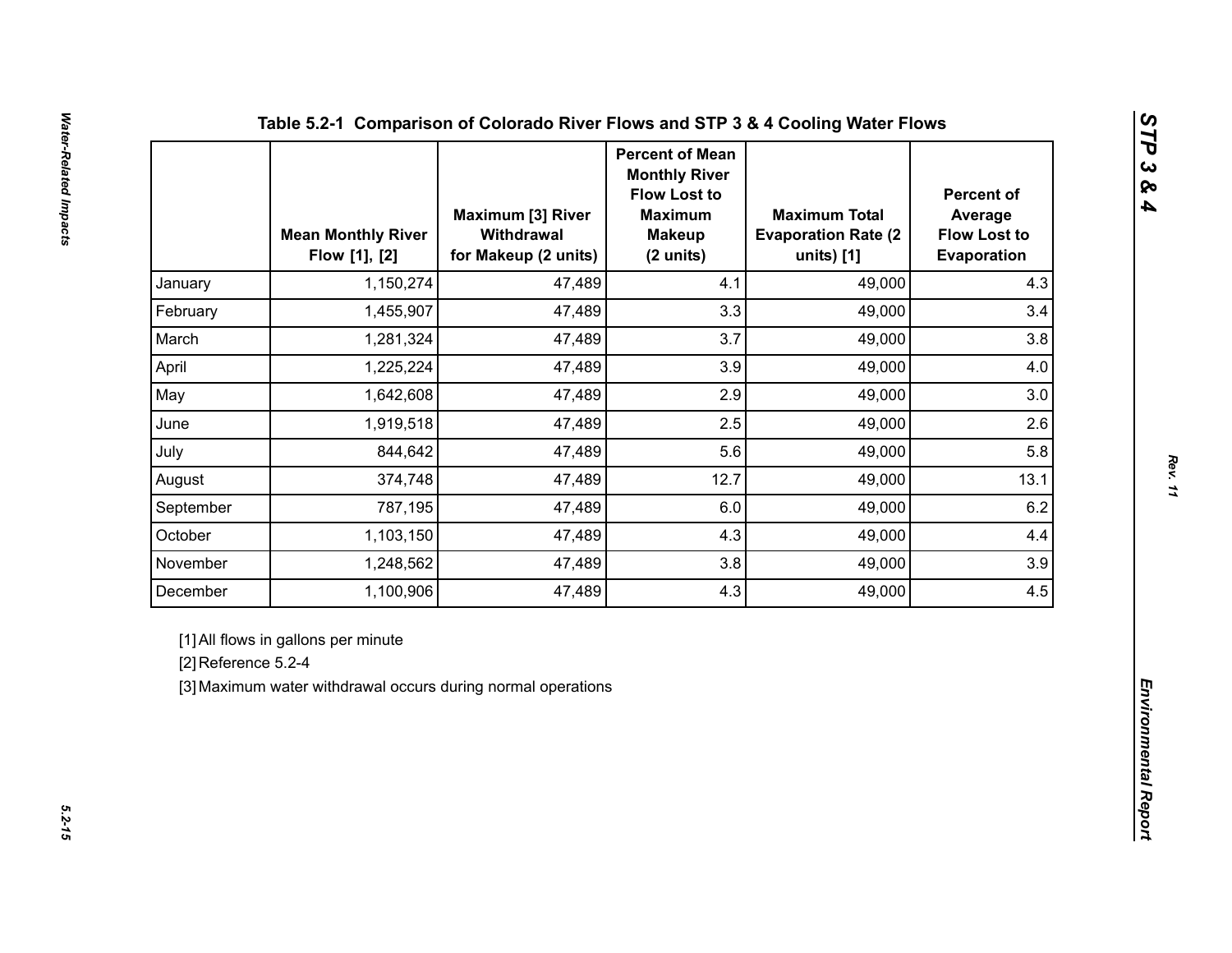## Table 5.2-1 Comparison of Colorado River Flows and STP 3 & 4 Cooling Water Flows

| | Mean Monthly River Flow [1], [2] | Maximum [3] River Withdrawal for Makeup (2 units) | Percent of Mean Monthly River Flow Lost to Maximum Makeup (2 units) | Maximum Total Evaporation Rate (2 units) [1] | Percent of Average Flow Lost to Evaporation |
|---|---|---|---|---|---|
| January | 1,150,274 | 47,489 | 4.1 | 49,000 | 4.3 |
| February | 1,455,907 | 47,489 | 3.3 | 49,000 | 3.4 |
| March | 1,281,324 | 47,489 | 3.7 | 49,000 | 3.8 |
| April | 1,225,224 | 47,489 | 3.9 | 49,000 | 4.0 |
| May | 1,642,608 | 47,489 | 2.9 | 49,000 | 3.0 |
| June | 1,919,518 | 47,489 | 2.5 | 49,000 | 2.6 |
| July | 844,642 | 47,489 | 5.6 | 49,000 | 5.8 |
| August | 374,748 | 47,489 | 12.7 | 49,000 | 13.1 |
| September | 787,195 | 47,489 | 6.0 | 49,000 | 6.2 |
| October | 1,103,150 | 47,489 | 4.3 | 49,000 | 4.4 |
| November | 1,248,562 | 47,489 | 3.8 | 49,000 | 3.9 |
| December | 1,100,906 | 47,489 | 4.3 | 49,000 | 4.5 |

[1] All flows in gallons per minute

[2] Reference 5.2-4

[3] Maximum water withdrawal occurs during normal operations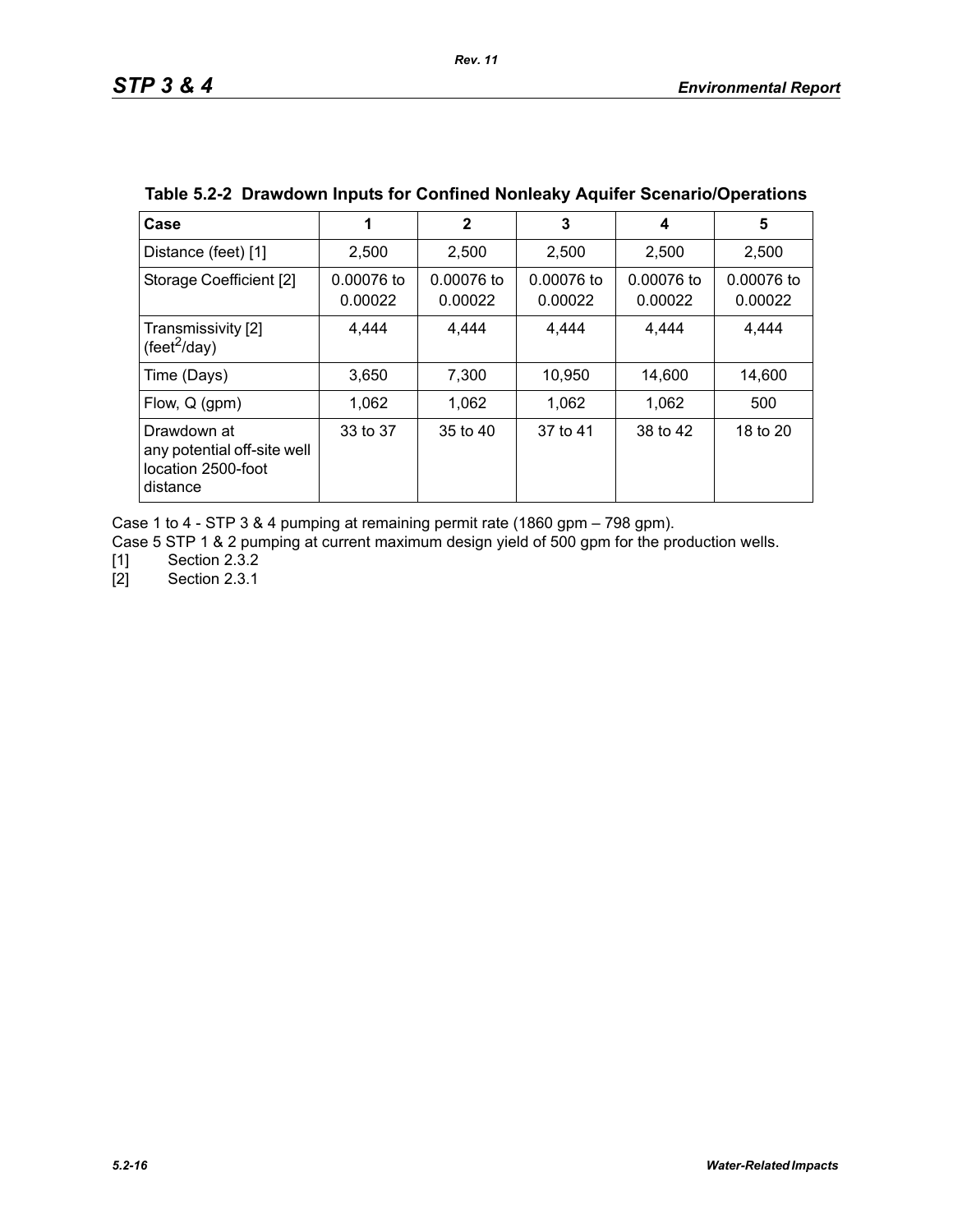**Table 5.2-2 Drawdown Inputs for Confined Nonleaky Aquifer Scenario/Operations**

| Case | 1 | 2 | 3 | 4 | 5 |
|---|---|---|---|---|---|
| Distance (feet) [1] | 2,500 | 2,500 | 2,500 | 2,500 | 2,500 |
| Storage Coefficient [2] | 0.00076 to 0.00022 | 0.00076 to 0.00022 | 0.00076 to 0.00022 | 0.00076 to 0.00022 | 0.00076 to 0.00022 |
| Transmissivity [2] (feet$^2$/day) | 4,444 | 4,444 | 4,444 | 4,444 | 4,444 |
| Time (Days) | 3,650 | 7,300 | 10,950 | 14,600 | 14,600 |
| Flow, Q (gpm) | 1,062 | 1,062 | 1,062 | 1,062 | 500 |
| Drawdown at any potential off-site well location 2500-foot distance | 33 to 37 | 35 to 40 | 37 to 41 | 38 to 42 | 18 to 20 |

Case 1 to 4 - STP 3 & 4 pumping at remaining permit rate (1860 gpm – 798 gpm).

Case 5 STP 1 & 2 pumping at current maximum design yield of 500 gpm for the production wells.

[1] Section 2.3.2

[2] Section 2.3.1